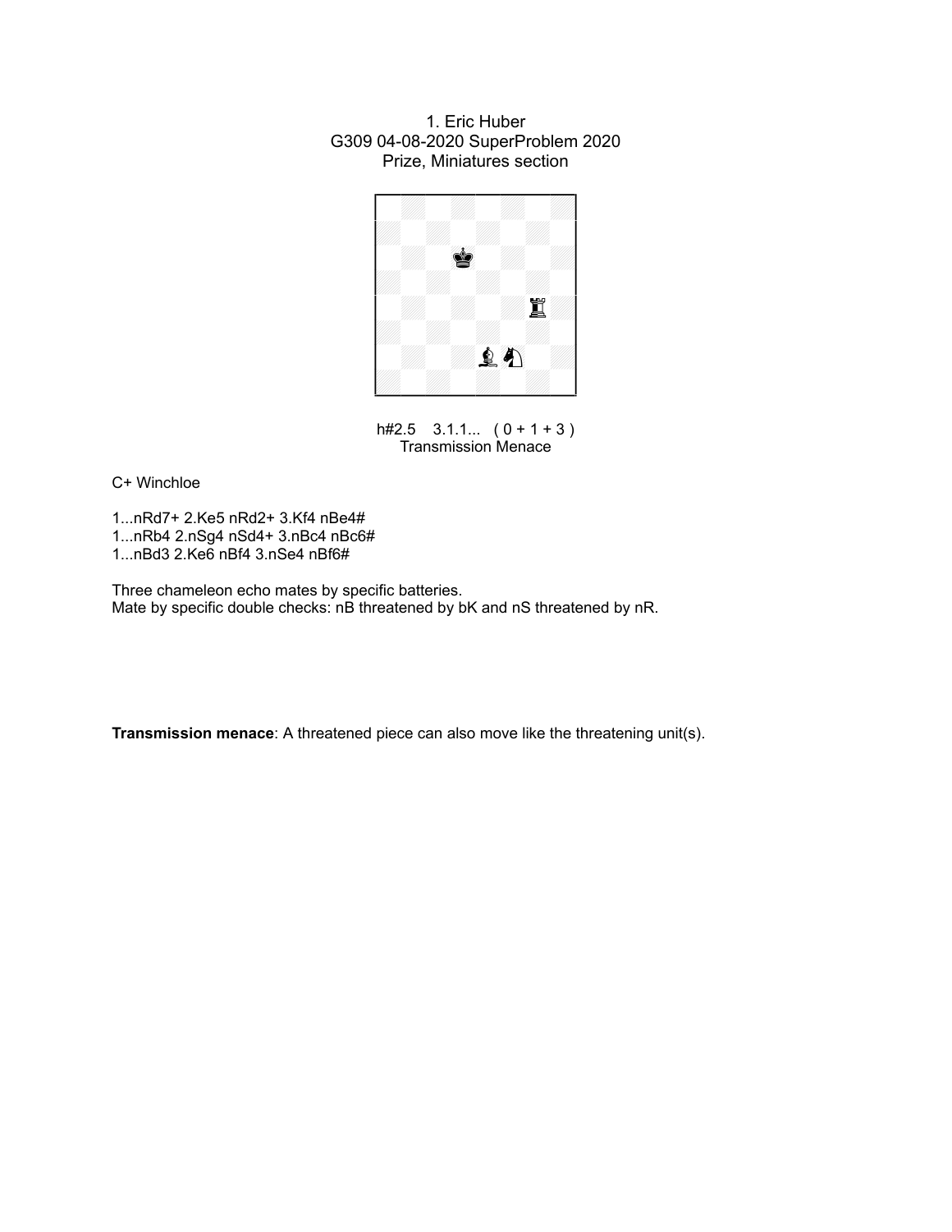1. Eric Huber
G309 04-08-2020 SuperProblem 2020
Prize, Miniatures section

h#2.5 3.1.1... ( 0 + 1 + 3 )
Transmission Menace

C+ Winchloe

1...nRd7+ 2.Ke5 nRd2+ 3.Kf4 nBe4#
1...nRb4 2.nSg4 nSd4+ 3.nBc4 nBc6#
1...nBd3 2.Ke6 nBf4 3.nSe4 nBf6#

Three chameleon echo mates by specific batteries.
Mate by specific double checks: nB threatened by bK and nS threatened by nR.

**Transmission menace**: A threatened piece can also move like the threatening unit(s).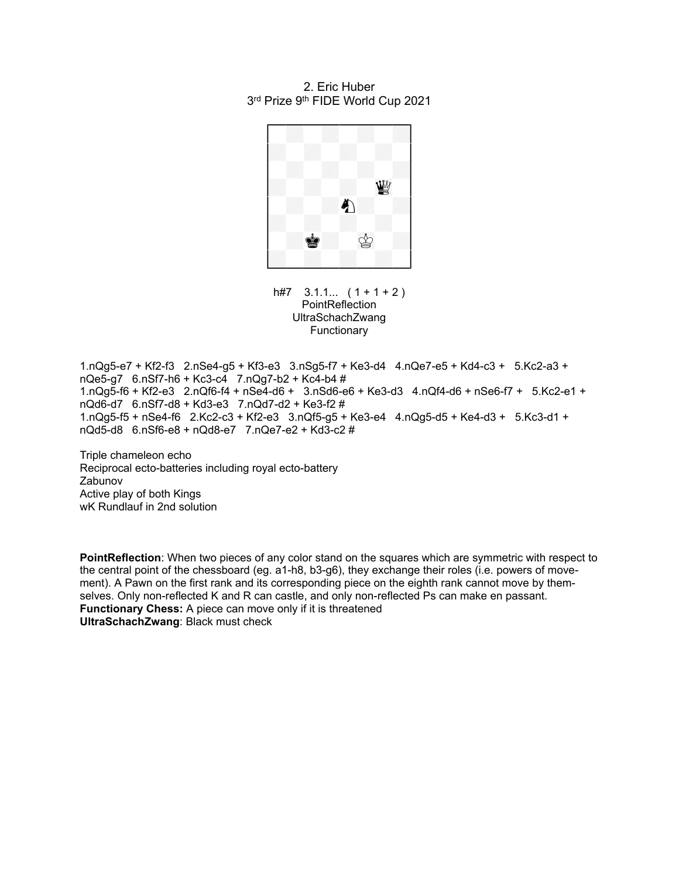2. Eric Huber
3rd Prize 9th FIDE World Cup 2021

h#7 3.1.1... ( 1 + 1 + 2 )
PointReflection
UltraSchachZwang
Functionary

1.nQg5-e7 + Kf2-f3 2.nSe4-g5 + Kf3-e3 3.nSg5-f7 + Ke3-d4 4.nQe7-e5 + Kd4-c3 + 5.Kc2-a3 + nQe5-g7 6.nSf7-h6 + Kc3-c4 7.nQg7-b2 + Kc4-b4 #
1.nQg5-f6 + Kf2-e3 2.nQf6-f4 + nSe4-d6 + 3.nSd6-e6 + Ke3-d3 4.nQf4-d6 + nSe6-f7 + 5.Kc2-e1 + nQd6-d7 6.nSf7-d8 + Kd3-e3 7.nQd7-d2 + Ke3-f2 #
1.nQg5-f5 + nSe4-f6 2.Kc2-c3 + Kf2-e3 3.nQf5-g5 + Ke3-e4 4.nQg5-d5 + Ke4-d3 + 5.Kc3-d1 + nQd5-d8 6.nSf6-e8 + nQd8-e7 7.nQe7-e2 + Kd3-c2 #

Triple chameleon echo
Reciprocal ecto-batteries including royal ecto-battery
Zabunov
Active play of both Kings
wK Rundlauf in 2nd solution

**PointReflection**: When two pieces of any color stand on the squares which are symmetric with respect to the central point of the chessboard (eg. a1-h8, b3-g6), they exchange their roles (i.e. powers of movement). A Pawn on the first rank and its corresponding piece on the eighth rank cannot move by themselves. Only non-reflected K and R can castle, and only non-reflected Ps can make en passant.
**Functionary Chess:** A piece can move only if it is threatened
**UltraSchachZwang**: Black must check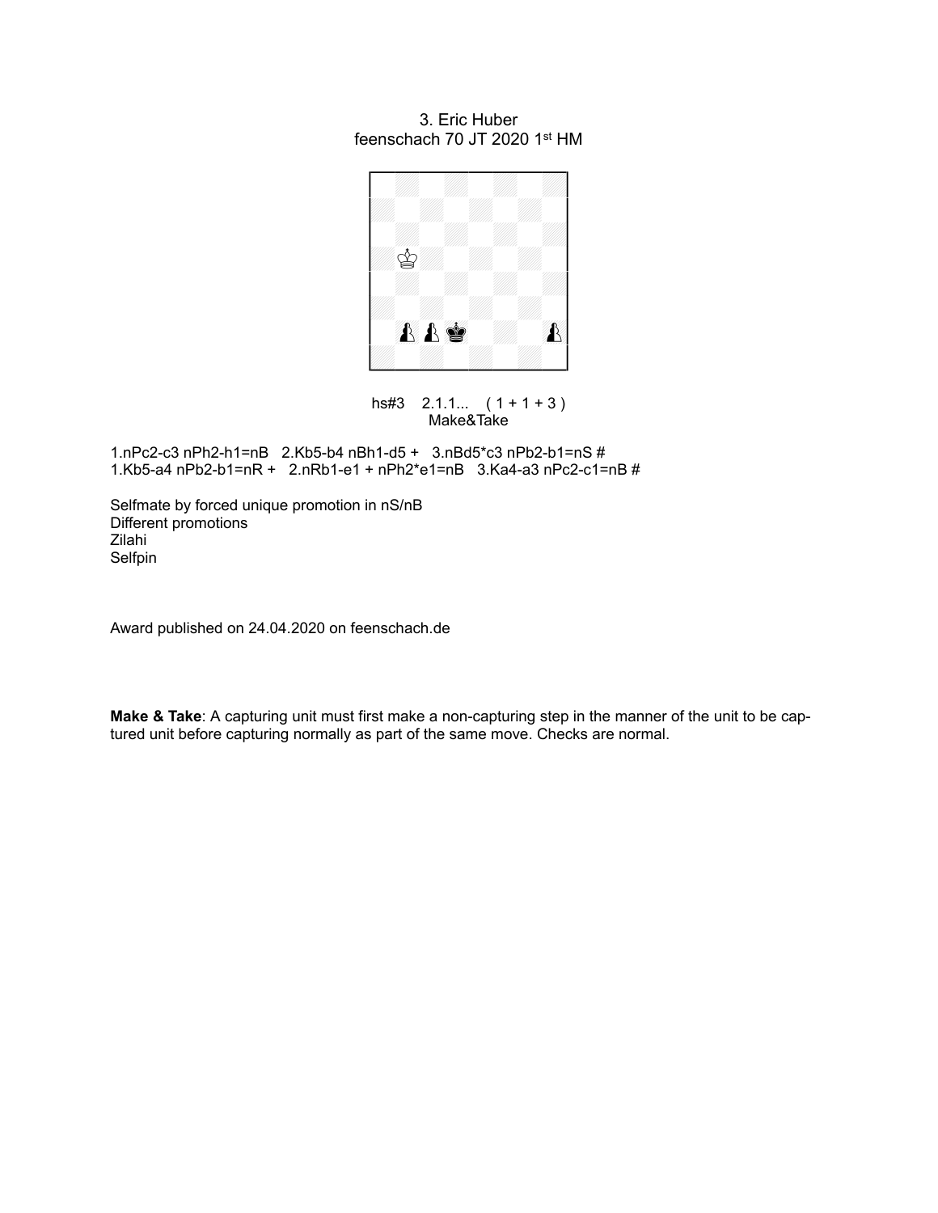3. Eric Huber
feenschach 70 JT 2020 1st HM

hs#3 2.1.1... ( 1 + 1 + 3 )
Make&Take

1.nPc2-c3 nPh2-h1=nB 2.Kb5-b4 nBh1-d5 + 3.nBd5*c3 nPb2-b1=nS #
1.Kb5-a4 nPb2-b1=nR + 2.nRb1-e1 + nPh2*e1=nB 3.Ka4-a3 nPc2-c1=nB #

Selfmate by forced unique promotion in nS/nB
Different promotions
Zilahi
Selfpin

Award published on 24.04.2020 on feenschach.de

**Make & Take**: A capturing unit must first make a non-capturing step in the manner of the unit to be captured unit before capturing normally as part of the same move. Checks are normal.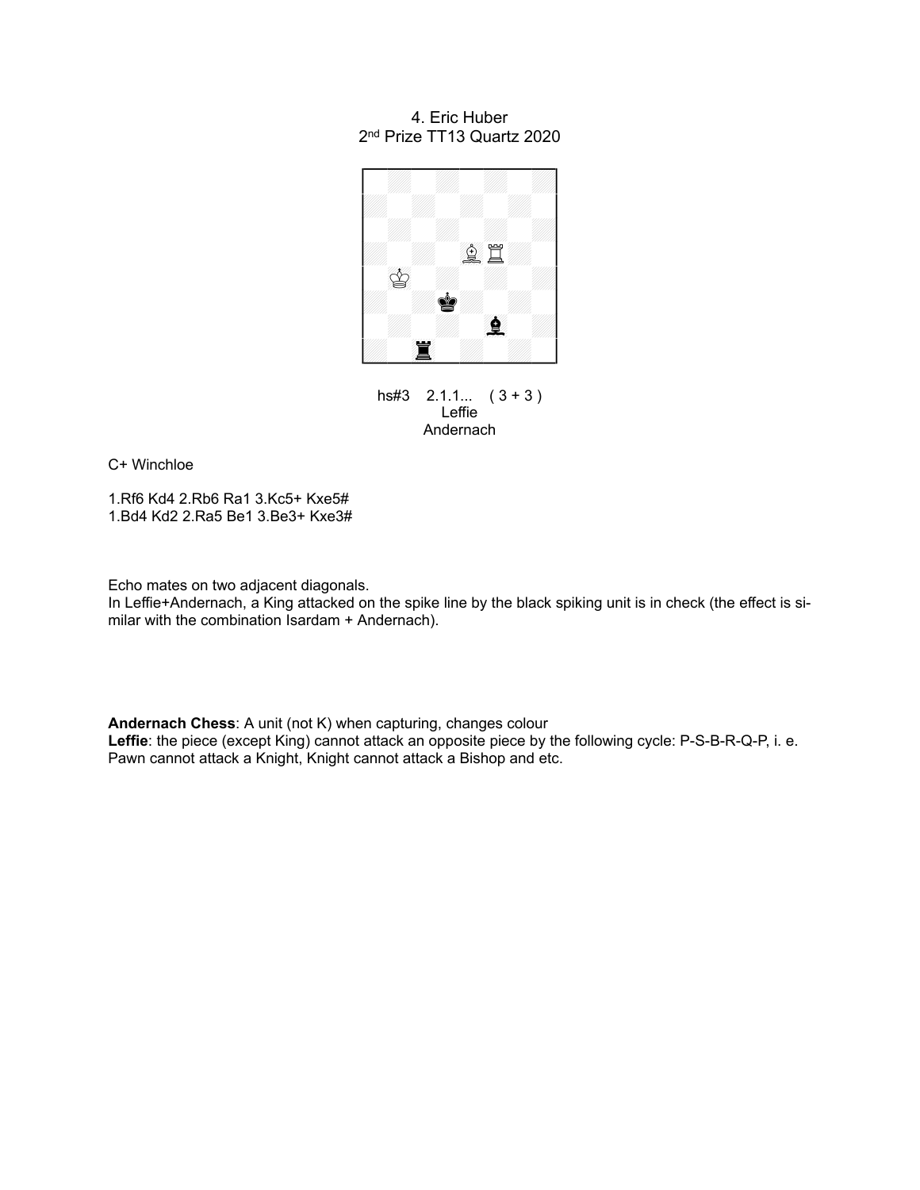4. Eric Huber
2[nd] Prize TT13 Quartz 2020

hs#3 2.1.1... ( 3 + 3 )
Leffie
Andernach

C+ Winchloe

1.Rf6 Kd4 2.Rb6 Ra1 3.Kc5+ Kxe5#
1.Bd4 Kd2 2.Ra5 Be1 3.Be3+ Kxe3#

Echo mates on two adjacent diagonals.
In Leffie+Andernach, a King attacked on the spike line by the black spiking unit is in check (the effect is similar with the combination Isardam + Andernach).

**Andernach Chess**: A unit (not K) when capturing, changes colour
**Leffie**: the piece (except King) cannot attack an opposite piece by the following cycle: P-S-B-R-Q-P, i. e. Pawn cannot attack a Knight, Knight cannot attack a Bishop and etc.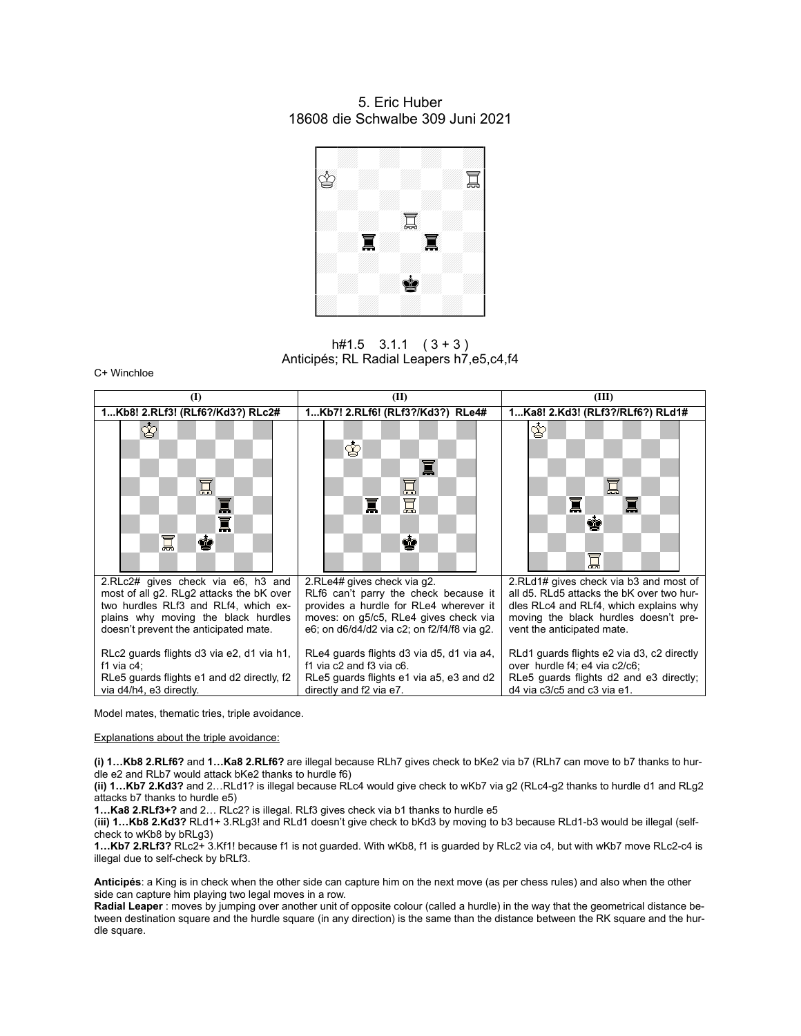5. Eric Huber
18608 die Schwalbe 309 Juni 2021

h#1.5 3.1.1 ( 3 + 3 )
Anticipés; RL Radial Leapers h7,e5,c4,f4

C+ Winchloe

| (I) | (II) | (III) |
|---|---|---|
| **1...Kb8! 2.RLf3! (RLf6?/Kd3?) RLc2#** | **1...Kb7! 2.RLf6! (RLf3?/Kd3?) RLe4#** | **1...Ka8! 2.Kd3! (RLf3?/RLf6?) RLd1#** |
| 2.RLc2# gives check via e6, h3 and most of all g2. RLg2 attacks the bK over two hurdles RLf3 and RLf4, which explains why moving the black hurdles doesn't prevent the anticipated mate. | 2.RLe4# gives check via g2. RLf6 can't parry the check because it provides a hurdle for RLe4 wherever it moves: on g5/c5, RLe4 gives check via e6; on d6/d4/d2 via c2; on f2/f4/f8 via g2. | 2.RLd1# gives check via b3 and most of all d5. RLd5 attacks the bK over two hurdles RLc4 and RLf4, which explains why moving the black hurdles doesn't prevent the anticipated mate. |
| RLc2 guards flights d3 via e2, d1 via h1, f1 via c4; RLe5 guards flights e1 and d2 directly, f2 via d4/h4, e3 directly. | RLe4 guards flights d3 via d5, d1 via a4, f1 via c2 and f3 via c6. RLe5 guards flights e1 via a5, e3 and d2 directly and f2 via e7. | RLd1 guards flights e2 via d3, c2 directly over hurdle f4; e4 via c2/c6; RLe5 guards flights d2 and e3 directly; d4 via c3/c5 and c3 via e1. |

Model mates, thematic tries, triple avoidance.

Explanations about the triple avoidance:

**(i) 1…Kb8 2.RLf6?** and **1…Ka8 2.RLf6?** are illegal because RLh7 gives check to bKe2 via b7 (RLh7 can move to b7 thanks to hurdle e2 and RLb7 would attack bKe2 thanks to hurdle f6)

**(ii) 1…Kb7 2.Kd3?** and 2…RLd1? is illegal because RLc4 would give check to wKb7 via g2 (RLc4-g2 thanks to hurdle d1 and RLg2 attacks b7 thanks to hurdle e5)

**1…Ka8 2.RLf3+?** and 2… RLc2? is illegal. RLf3 gives check via b1 thanks to hurdle e5

(**iii) 1…Kb8 2.Kd3?** RLd1+ 3.RLg3! and RLd1 doesn't give check to bKd3 by moving to b3 because RLd1-b3 would be illegal (self-check to wKb8 by bRLg3)

**1…Kb7 2.RLf3?** RLc2+ 3.Kf1! because f1 is not guarded. With wKb8, f1 is guarded by RLc2 via c4, but with wKb7 move RLc2-c4 is illegal due to self-check by bRLf3.

**Anticipés**: a King is in check when the other side can capture him on the next move (as per chess rules) and also when the other side can capture him playing two legal moves in a row.

**Radial Leaper** : moves by jumping over another unit of opposite colour (called a hurdle) in the way that the geometrical distance between destination square and the hurdle square (in any direction) is the same than the distance between the RK square and the hurdle square.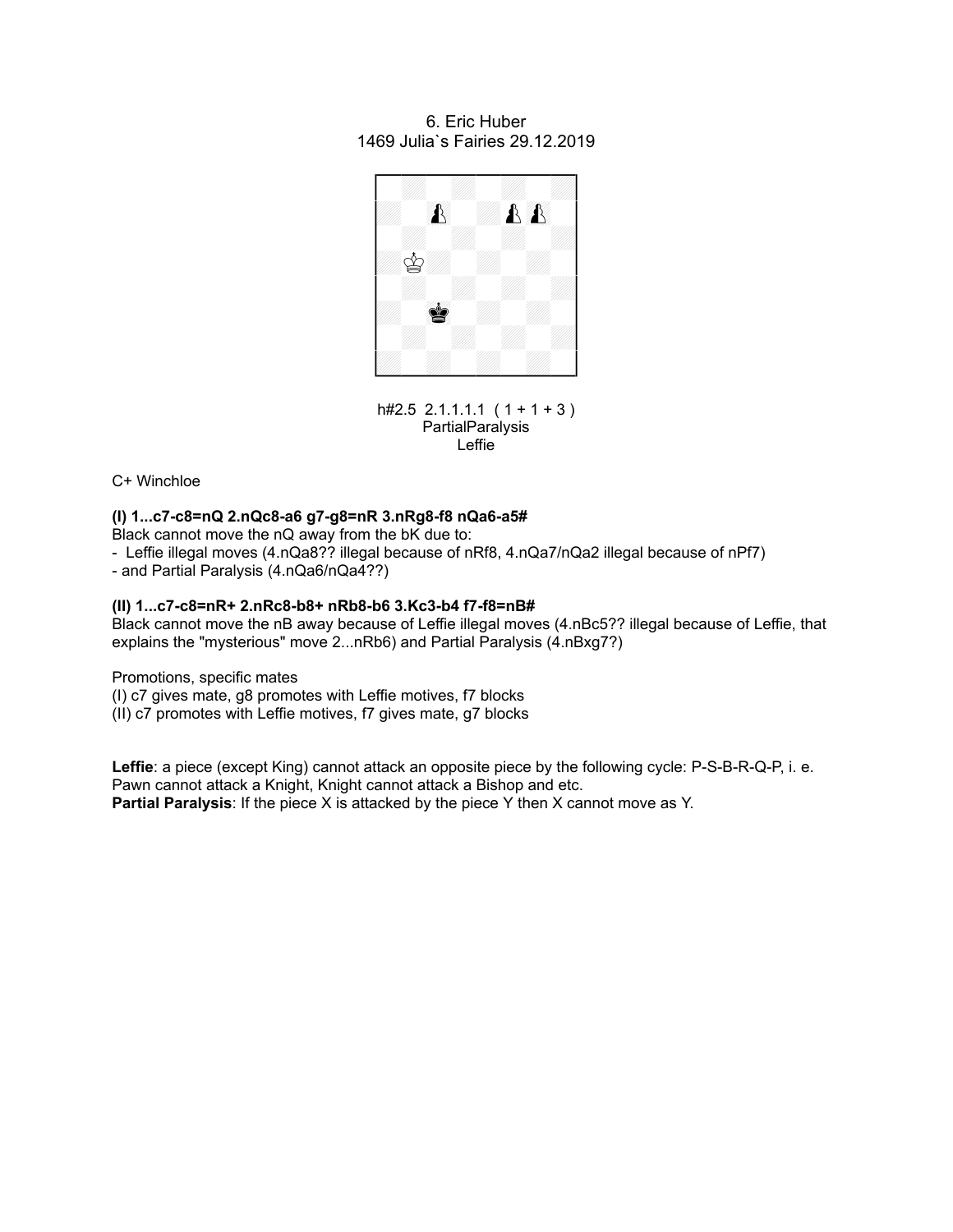6. Eric Huber
1469 Julia`s Fairies 29.12.2019

h#2.5 2.1.1.1.1 ( 1 + 1 + 3 )
PartialParalysis
Leffie

C+ Winchloe

**(I) 1...c7-c8=nQ 2.nQc8-a6 g7-g8=nR 3.nRg8-f8 nQa6-a5#**

Black cannot move the nQ away from the bK due to:

- Leffie illegal moves (4.nQa8?? illegal because of nRf8, 4.nQa7/nQa2 illegal because of nPf7)
- and Partial Paralysis (4.nQa6/nQa4??)

**(II) 1...c7-c8=nR+ 2.nRc8-b8+ nRb8-b6 3.Kc3-b4 f7-f8=nB#**

Black cannot move the nB away because of Leffie illegal moves (4.nBc5?? illegal because of Leffie, that explains the "mysterious" move 2...nRb6) and Partial Paralysis (4.nBxg7?)

Promotions, specific mates
(I) c7 gives mate, g8 promotes with Leffie motives, f7 blocks
(II) c7 promotes with Leffie motives, f7 gives mate, g7 blocks

**Leffie**: a piece (except King) cannot attack an opposite piece by the following cycle: P-S-B-R-Q-P, i. e. Pawn cannot attack a Knight, Knight cannot attack a Bishop and etc.
**Partial Paralysis**: If the piece X is attacked by the piece Y then X cannot move as Y.